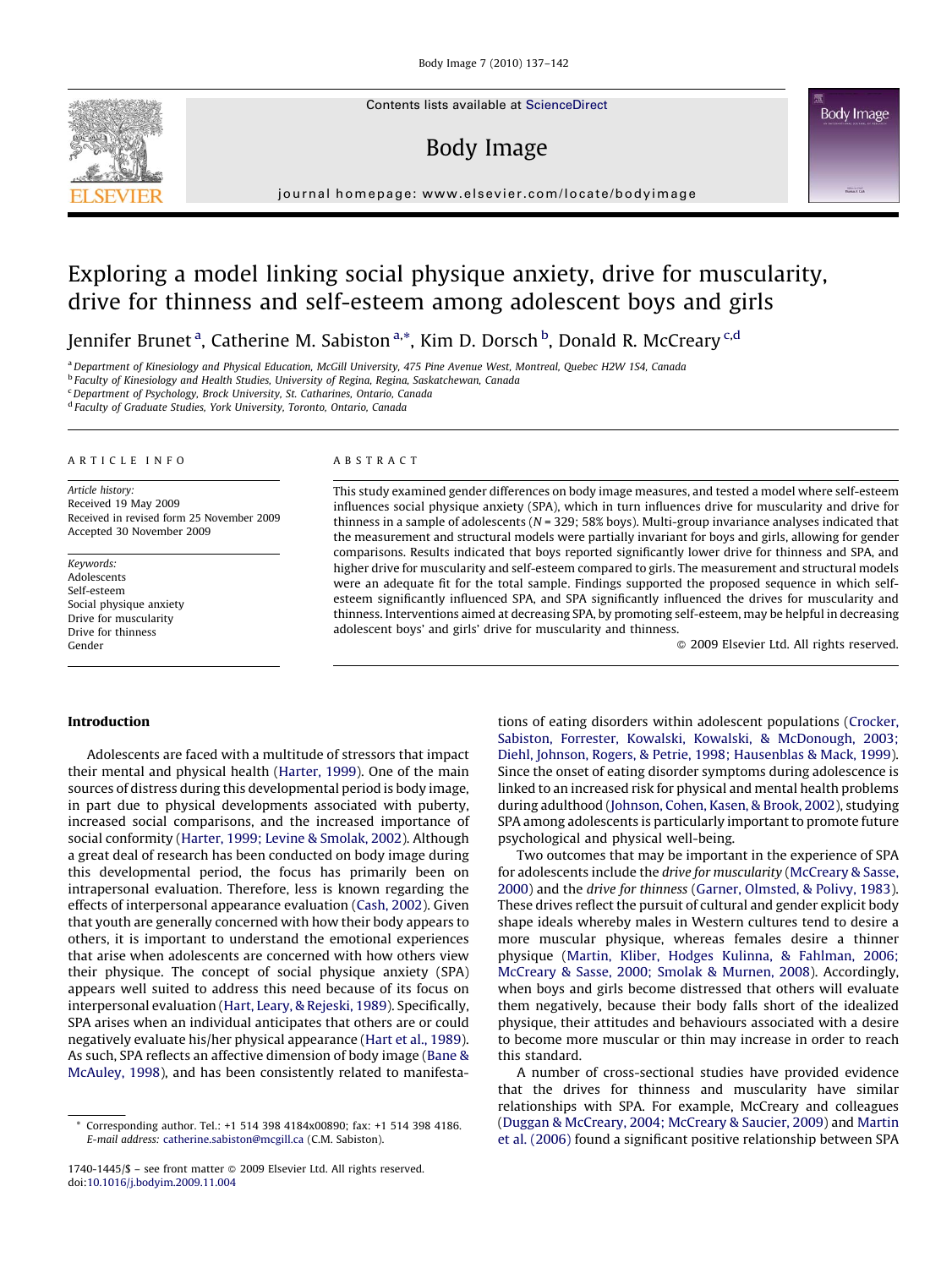# Exploring a model linking social physique anxiety, drive for muscularity, drive for thinness and self-esteem among adolescent boys and girls

Jennifer Brunet [a], Catherine M. Sabiston [a,*], Kim D. Dorsch [b], Donald R. McCreary [c,d]

[a] Department of Kinesiology and Physical Education, McGill University, 475 Pine Avenue West, Montreal, Quebec H2W 1S4, Canada
[b] Faculty of Kinesiology and Health Studies, University of Regina, Regina, Saskatchewan, Canada
[c] Department of Psychology, Brock University, St. Catharines, Ontario, Canada
[d] Faculty of Graduate Studies, York University, Toronto, Ontario, Canada

## ARTICLE INFO

*Article history:*
Received 19 May 2009
Received in revised form 25 November 2009
Accepted 30 November 2009

*Keywords:*
Adolescents
Self-esteem
Social physique anxiety
Drive for muscularity
Drive for thinness
Gender

## ABSTRACT

This study examined gender differences on body image measures, and tested a model where self-esteem influences social physique anxiety (SPA), which in turn influences drive for muscularity and drive for thinness in a sample of adolescents ($N = 329$; 58% boys). Multi-group invariance analyses indicated that the measurement and structural models were partially invariant for boys and girls, allowing for gender comparisons. Results indicated that boys reported significantly lower drive for thinness and SPA, and higher drive for muscularity and self-esteem compared to girls. The measurement and structural models were an adequate fit for the total sample. Findings supported the proposed sequence in which self-esteem significantly influenced SPA, and SPA significantly influenced the drives for muscularity and thinness. Interventions aimed at decreasing SPA, by promoting self-esteem, may be helpful in decreasing adolescent boys' and girls' drive for muscularity and thinness.

© 2009 Elsevier Ltd. All rights reserved.

## Introduction

Adolescents are faced with a multitude of stressors that impact their mental and physical health (Harter, 1999). One of the main sources of distress during this developmental period is body image, in part due to physical developments associated with puberty, increased social comparisons, and the increased importance of social conformity (Harter, 1999; Levine & Smolak, 2002). Although a great deal of research has been conducted on body image during this developmental period, the focus has primarily been on intrapersonal evaluation. Therefore, less is known regarding the effects of interpersonal appearance evaluation (Cash, 2002). Given that youth are generally concerned with how their body appears to others, it is important to understand the emotional experiences that arise when adolescents are concerned with how others view their physique. The concept of social physique anxiety (SPA) appears well suited to address this need because of its focus on interpersonal evaluation (Hart, Leary, & Rejeski, 1989). Specifically, SPA arises when an individual anticipates that others are or could negatively evaluate his/her physical appearance (Hart et al., 1989). As such, SPA reflects an affective dimension of body image (Bane & McAuley, 1998), and has been consistently related to manifestations of eating disorders within adolescent populations (Crocker, Sabiston, Forrester, Kowalski, Kowalski, & McDonough, 2003; Diehl, Johnson, Rogers, & Petrie, 1998; Hausenblas & Mack, 1999). Since the onset of eating disorder symptoms during adolescence is linked to an increased risk for physical and mental health problems during adulthood (Johnson, Cohen, Kasen, & Brook, 2002), studying SPA among adolescents is particularly important to promote future psychological and physical well-being.

Two outcomes that may be important in the experience of SPA for adolescents include the *drive for muscularity* (McCreary & Sasse, 2000) and the *drive for thinness* (Garner, Olmsted, & Polivy, 1983). These drives reflect the pursuit of cultural and gender explicit body shape ideals whereby males in Western cultures tend to desire a more muscular physique, whereas females desire a thinner physique (Martin, Kliber, Hodges Kulinna, & Fahlman, 2006; McCreary & Sasse, 2000; Smolak & Murnen, 2008). Accordingly, when boys and girls become distressed that others will evaluate them negatively, because their body falls short of the idealized physique, their attitudes and behaviours associated with a desire to become more muscular or thin may increase in order to reach this standard.

A number of cross-sectional studies have provided evidence that the drives for thinness and muscularity have similar relationships with SPA. For example, McCreary and colleagues (Duggan & McCreary, 2004; McCreary & Saucier, 2009) and Martin et al. (2006) found a significant positive relationship between SPA

\* Corresponding author. Tel.: +1 514 398 4184x00890; fax: +1 514 398 4186. *E-mail address:* catherine.sabiston@mcgill.ca (C.M. Sabiston).

1740-1445/$ – see front matter © 2009 Elsevier Ltd. All rights reserved.
doi:10.1016/j.bodyim.2009.11.004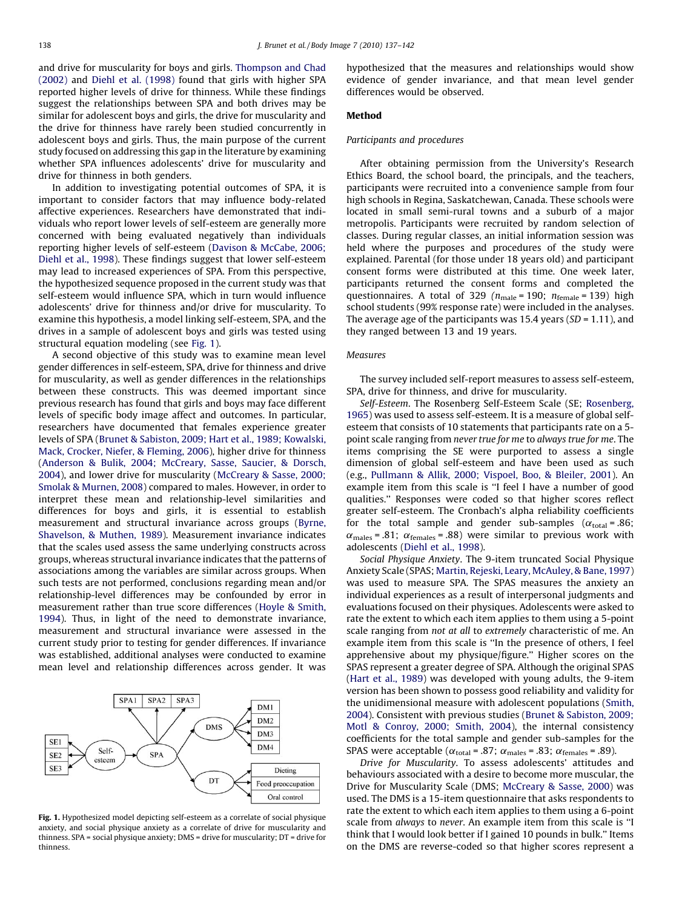and drive for muscularity for boys and girls. Thompson and Chad (2002) and Diehl et al. (1998) found that girls with higher SPA reported higher levels of drive for thinness. While these findings suggest the relationships between SPA and both drives may be similar for adolescent boys and girls, the drive for muscularity and the drive for thinness have rarely been studied concurrently in adolescent boys and girls. Thus, the main purpose of the current study focused on addressing this gap in the literature by examining whether SPA influences adolescents' drive for muscularity and drive for thinness in both genders.

In addition to investigating potential outcomes of SPA, it is important to consider factors that may influence body-related affective experiences. Researchers have demonstrated that individuals who report lower levels of self-esteem are generally more concerned with being evaluated negatively than individuals reporting higher levels of self-esteem (Davison & McCabe, 2006; Diehl et al., 1998). These findings suggest that lower self-esteem may lead to increased experiences of SPA. From this perspective, the hypothesized sequence proposed in the current study was that self-esteem would influence SPA, which in turn would influence adolescents' drive for thinness and/or drive for muscularity. To examine this hypothesis, a model linking self-esteem, SPA, and the drives in a sample of adolescent boys and girls was tested using structural equation modeling (see Fig. 1).

A second objective of this study was to examine mean level gender differences in self-esteem, SPA, drive for thinness and drive for muscularity, as well as gender differences in the relationships between these constructs. This was deemed important since previous research has found that girls and boys may face different levels of specific body image affect and outcomes. In particular, researchers have documented that females experience greater levels of SPA (Brunet & Sabiston, 2009; Hart et al., 1989; Kowalski, Mack, Crocker, Niefer, & Fleming, 2006), higher drive for thinness (Anderson & Bulik, 2004; McCreary, Sasse, Saucier, & Dorsch, 2004), and lower drive for muscularity (McCreary & Sasse, 2000; Smolak & Murnen, 2008) compared to males. However, in order to interpret these mean and relationship-level similarities and differences for boys and girls, it is essential to establish measurement and structural invariance across groups (Byrne, Shavelson, & Muthen, 1989). Measurement invariance indicates that the scales used assess the same underlying constructs across groups, whereas structural invariance indicates that the patterns of associations among the variables are similar across groups. When such tests are not performed, conclusions regarding mean and/or relationship-level differences may be confounded by error in measurement rather than true score differences (Hoyle & Smith, 1994). Thus, in light of the need to demonstrate invariance, measurement and structural invariance were assessed in the current study prior to testing for gender differences. If invariance was established, additional analyses were conducted to examine mean level and relationship differences across gender. It was hypothesized that the measures and relationships would show evidence of gender invariance, and that mean level gender differences would be observed.

SPA1 SPA2 SPA3
DM1
DM2
DMS
DM3
DM4
SE1
SE2
Self-esteem
SPA
SE3
Dieting
DT
Food preoccupation
Oral control

**Fig. 1.** Hypothesized model depicting self-esteem as a correlate of social physique anxiety, and social physique anxiety as a correlate of drive for muscularity and thinness. SPA = social physique anxiety; DMS = drive for muscularity; DT = drive for thinness.

## Method

### Participants and procedures

After obtaining permission from the University's Research Ethics Board, the school board, the principals, and the teachers, participants were recruited into a convenience sample from four high schools in Regina, Saskatchewan, Canada. These schools were located in small semi-rural towns and a suburb of a major metropolis. Participants were recruited by random selection of classes. During regular classes, an initial information session was held where the purposes and procedures of the study were explained. Parental (for those under 18 years old) and participant consent forms were distributed at this time. One week later, participants returned the consent forms and completed the questionnaires. A total of 329 ($n_{\text{male}}$ = 190; $n_{\text{female}}$ = 139) high school students (99% response rate) were included in the analyses. The average age of the participants was 15.4 years (*SD* = 1.11), and they ranged between 13 and 19 years.

### Measures

The survey included self-report measures to assess self-esteem, SPA, drive for thinness, and drive for muscularity.

*Self-Esteem*. The Rosenberg Self-Esteem Scale (SE; Rosenberg, 1965) was used to assess self-esteem. It is a measure of global self-esteem that consists of 10 statements that participants rate on a 5-point scale ranging from *never true for me* to *always true for me*. The items comprising the SE were purported to assess a single dimension of global self-esteem and have been used as such (e.g., Pullmann & Allik, 2000; Vispoel, Boo, & Bleiler, 2001). An example item from this scale is "I feel I have a number of good qualities." Responses were coded so that higher scores reflect greater self-esteem. The Cronbach's alpha reliability coefficients for the total sample and gender sub-samples ($\alpha_{\text{total}}$ = .86; $\alpha_{\text{males}}$ = .81; $\alpha_{\text{females}}$ = .88) were similar to previous work with adolescents (Diehl et al., 1998).

*Social Physique Anxiety*. The 9-item truncated Social Physique Anxiety Scale (SPAS; Martin, Rejeski, Leary, McAuley, & Bane, 1997) was used to measure SPA. The SPAS measures the anxiety an individual experiences as a result of interpersonal judgments and evaluations focused on their physiques. Adolescents were asked to rate the extent to which each item applies to them using a 5-point scale ranging from *not at all* to *extremely* characteristic of me. An example item from this scale is "In the presence of others, I feel apprehensive about my physique/figure." Higher scores on the SPAS represent a greater degree of SPA. Although the original SPAS (Hart et al., 1989) was developed with young adults, the 9-item version has been shown to possess good reliability and validity for the unidimensional measure with adolescent populations (Smith, 2004). Consistent with previous studies (Brunet & Sabiston, 2009; Motl & Conroy, 2000; Smith, 2004), the internal consistency coefficients for the total sample and gender sub-samples for the SPAS were acceptable ($\alpha_{\text{total}}$ = .87; $\alpha_{\text{males}}$ = .83; $\alpha_{\text{females}}$ = .89).

*Drive for Muscularity*. To assess adolescents' attitudes and behaviours associated with a desire to become more muscular, the Drive for Muscularity Scale (DMS; McCreary & Sasse, 2000) was used. The DMS is a 15-item questionnaire that asks respondents to rate the extent to which each item applies to them using a 6-point scale from *always* to *never*. An example item from this scale is "I think that I would look better if I gained 10 pounds in bulk." Items on the DMS are reverse-coded so that higher scores represent a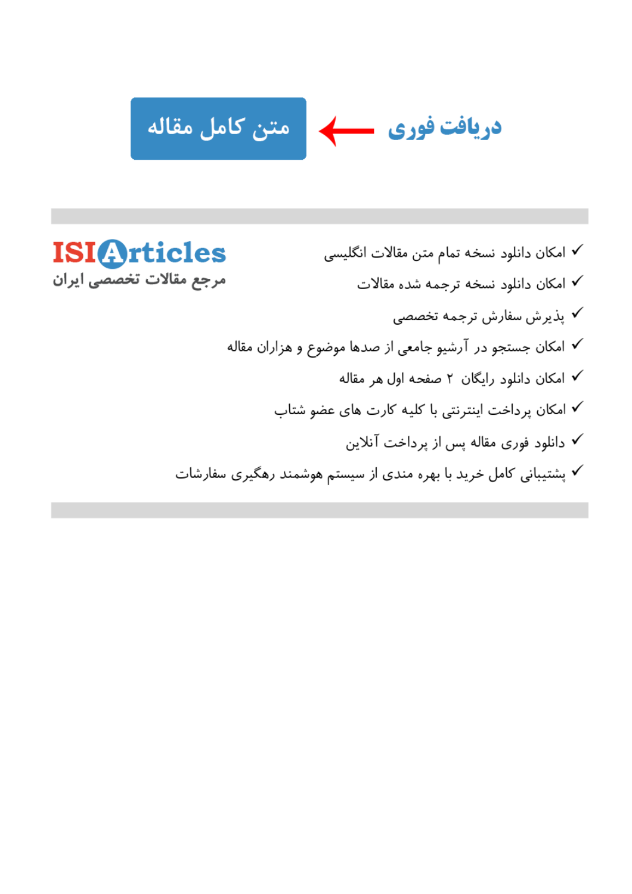دریافت فوری ← **متن کامل مقاله**

**ISIArticles**
مرجع مقالات تخصصی ایران

- ✓ امکان دانلود نسخه تمام متن مقالات انگلیسی
- ✓ امکان دانلود نسخه ترجمه شده مقالات
- ✓ پذیرش سفارش ترجمه تخصصی
- ✓ امکان جستجو در آرشیو جامعی از صدها موضوع و هزاران مقاله
- ✓ امکان دانلود رایگان ۲ صفحه اول هر مقاله
- ✓ امکان پرداخت اینترنتی با کلیه کارت های عضو شتاب
- ✓ دانلود فوری مقاله پس از پرداخت آنلاین
- ✓ پشتیبانی کامل خرید با بهره مندی از سیستم هوشمند رهگیری سفارشات